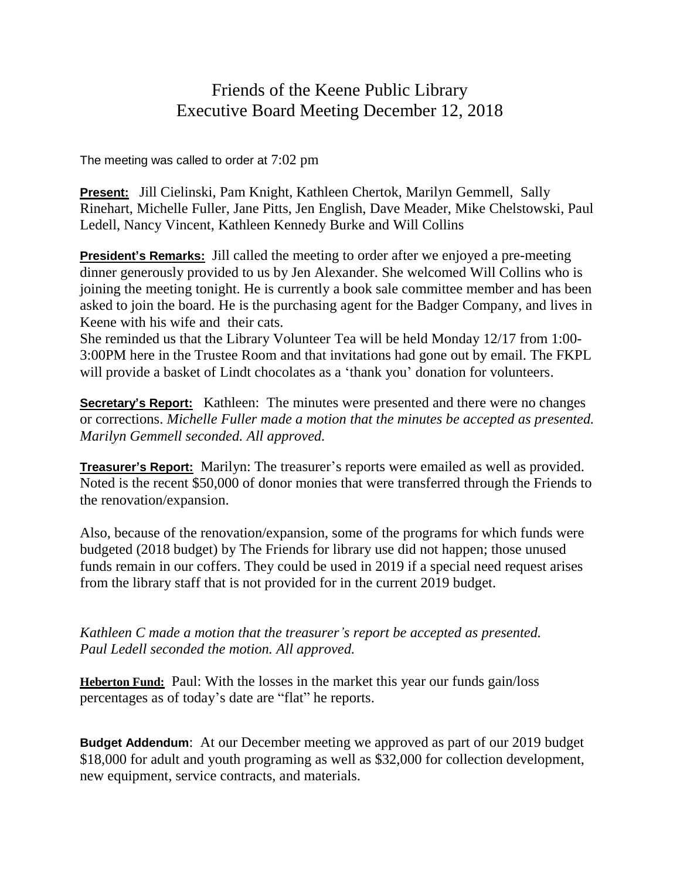# Friends of the Keene Public Library
# Executive Board Meeting December 12, 2018

The meeting was called to order at 7:02 pm

**Present:** Jill Cielinski, Pam Knight, Kathleen Chertok, Marilyn Gemmell, Sally Rinehart, Michelle Fuller, Jane Pitts, Jen English, Dave Meader, Mike Chelstowski, Paul Ledell, Nancy Vincent, Kathleen Kennedy Burke and Will Collins

**President's Remarks:** Jill called the meeting to order after we enjoyed a pre-meeting dinner generously provided to us by Jen Alexander. She welcomed Will Collins who is joining the meeting tonight. He is currently a book sale committee member and has been asked to join the board. He is the purchasing agent for the Badger Company, and lives in Keene with his wife and their cats.

She reminded us that the Library Volunteer Tea will be held Monday 12/17 from 1:00-3:00PM here in the Trustee Room and that invitations had gone out by email. The FKPL will provide a basket of Lindt chocolates as a 'thank you' donation for volunteers.

**Secretary's Report:** Kathleen: The minutes were presented and there were no changes or corrections. *Michelle Fuller made a motion that the minutes be accepted as presented. Marilyn Gemmell seconded. All approved.*

**Treasurer's Report:** Marilyn: The treasurer's reports were emailed as well as provided. Noted is the recent $50,000 of donor monies that were transferred through the Friends to the renovation/expansion.

Also, because of the renovation/expansion, some of the programs for which funds were budgeted (2018 budget) by The Friends for library use did not happen; those unused funds remain in our coffers. They could be used in 2019 if a special need request arises from the library staff that is not provided for in the current 2019 budget.

*Kathleen C made a motion that the treasurer's report be accepted as presented.*
*Paul Ledell seconded the motion. All approved.*

**Heberton Fund:** Paul: With the losses in the market this year our funds gain/loss percentages as of today's date are "flat" he reports.

**Budget Addendum**: At our December meeting we approved as part of our 2019 budget $18,000 for adult and youth programing as well as $32,000 for collection development, new equipment, service contracts, and materials.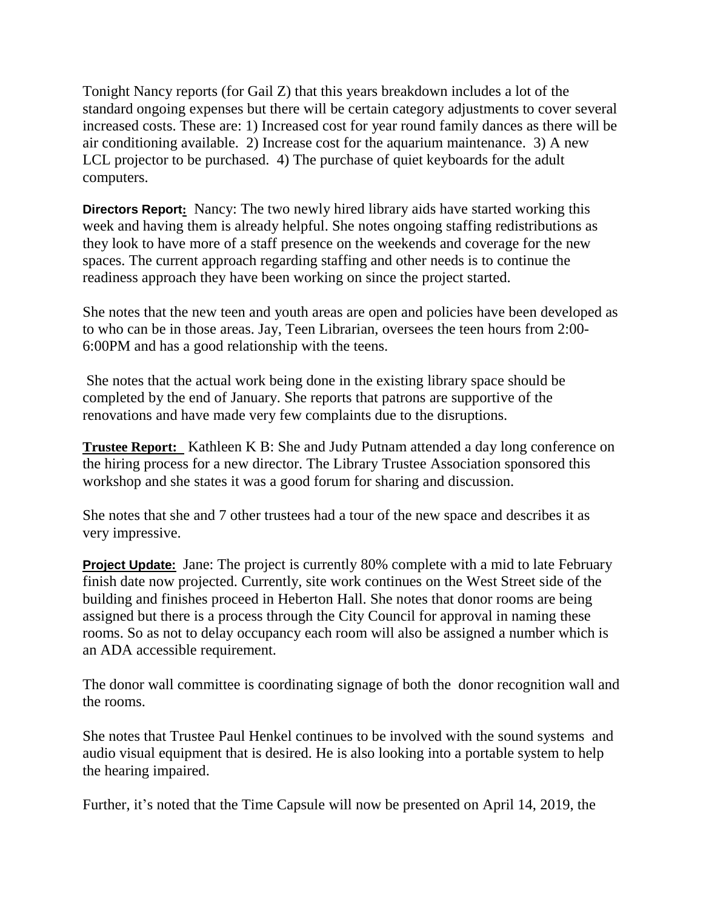Tonight Nancy reports (for Gail Z) that this years breakdown includes a lot of the standard ongoing expenses but there will be certain category adjustments to cover several increased costs. These are: 1) Increased cost for year round family dances as there will be air conditioning available. 2) Increase cost for the aquarium maintenance. 3) A new LCL projector to be purchased. 4) The purchase of quiet keyboards for the adult computers.

**Directors Report:** Nancy: The two newly hired library aids have started working this week and having them is already helpful. She notes ongoing staffing redistributions as they look to have more of a staff presence on the weekends and coverage for the new spaces. The current approach regarding staffing and other needs is to continue the readiness approach they have been working on since the project started.

She notes that the new teen and youth areas are open and policies have been developed as to who can be in those areas. Jay, Teen Librarian, oversees the teen hours from 2:00-6:00PM and has a good relationship with the teens.

She notes that the actual work being done in the existing library space should be completed by the end of January. She reports that patrons are supportive of the renovations and have made very few complaints due to the disruptions.

**Trustee Report:** Kathleen K B: She and Judy Putnam attended a day long conference on the hiring process for a new director. The Library Trustee Association sponsored this workshop and she states it was a good forum for sharing and discussion.

She notes that she and 7 other trustees had a tour of the new space and describes it as very impressive.

**Project Update:** Jane: The project is currently 80% complete with a mid to late February finish date now projected. Currently, site work continues on the West Street side of the building and finishes proceed in Heberton Hall. She notes that donor rooms are being assigned but there is a process through the City Council for approval in naming these rooms. So as not to delay occupancy each room will also be assigned a number which is an ADA accessible requirement.

The donor wall committee is coordinating signage of both the donor recognition wall and the rooms.

She notes that Trustee Paul Henkel continues to be involved with the sound systems and audio visual equipment that is desired. He is also looking into a portable system to help the hearing impaired.

Further, it's noted that the Time Capsule will now be presented on April 14, 2019, the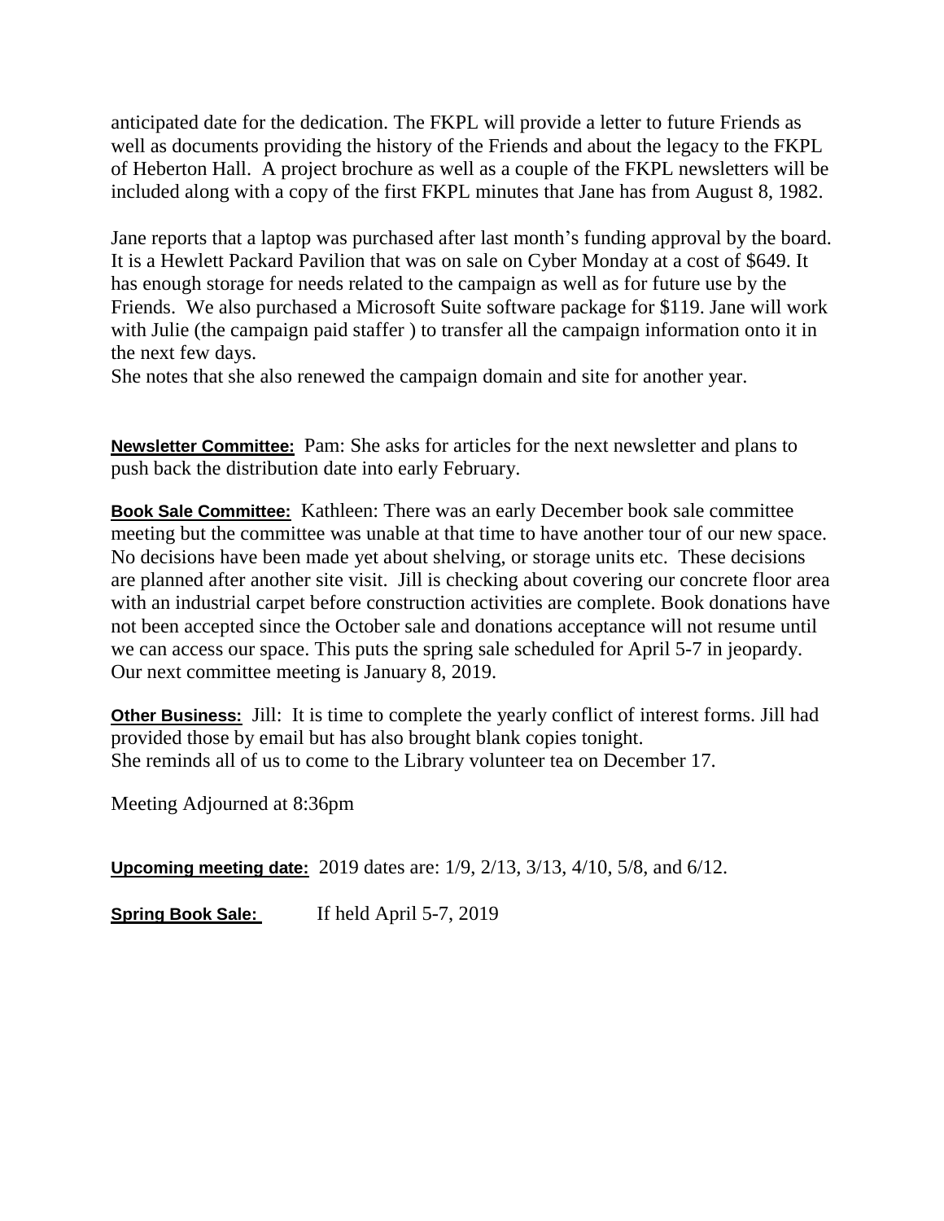anticipated date for the dedication. The FKPL will provide a letter to future Friends as well as documents providing the history of the Friends and about the legacy to the FKPL of Heberton Hall. A project brochure as well as a couple of the FKPL newsletters will be included along with a copy of the first FKPL minutes that Jane has from August 8, 1982.

Jane reports that a laptop was purchased after last month's funding approval by the board. It is a Hewlett Packard Pavilion that was on sale on Cyber Monday at a cost of $649. It has enough storage for needs related to the campaign as well as for future use by the Friends. We also purchased a Microsoft Suite software package for $119. Jane will work with Julie (the campaign paid staffer ) to transfer all the campaign information onto it in the next few days.
She notes that she also renewed the campaign domain and site for another year.

**Newsletter Committee:** Pam: She asks for articles for the next newsletter and plans to push back the distribution date into early February.

**Book Sale Committee:** Kathleen: There was an early December book sale committee meeting but the committee was unable at that time to have another tour of our new space. No decisions have been made yet about shelving, or storage units etc. These decisions are planned after another site visit. Jill is checking about covering our concrete floor area with an industrial carpet before construction activities are complete. Book donations have not been accepted since the October sale and donations acceptance will not resume until we can access our space. This puts the spring sale scheduled for April 5-7 in jeopardy. Our next committee meeting is January 8, 2019.

**Other Business:** Jill: It is time to complete the yearly conflict of interest forms. Jill had provided those by email but has also brought blank copies tonight.
She reminds all of us to come to the Library volunteer tea on December 17.

Meeting Adjourned at 8:36pm

**Upcoming meeting date:** 2019 dates are: 1/9, 2/13, 3/13, 4/10, 5/8, and 6/12.

**Spring Book Sale:** If held April 5-7, 2019